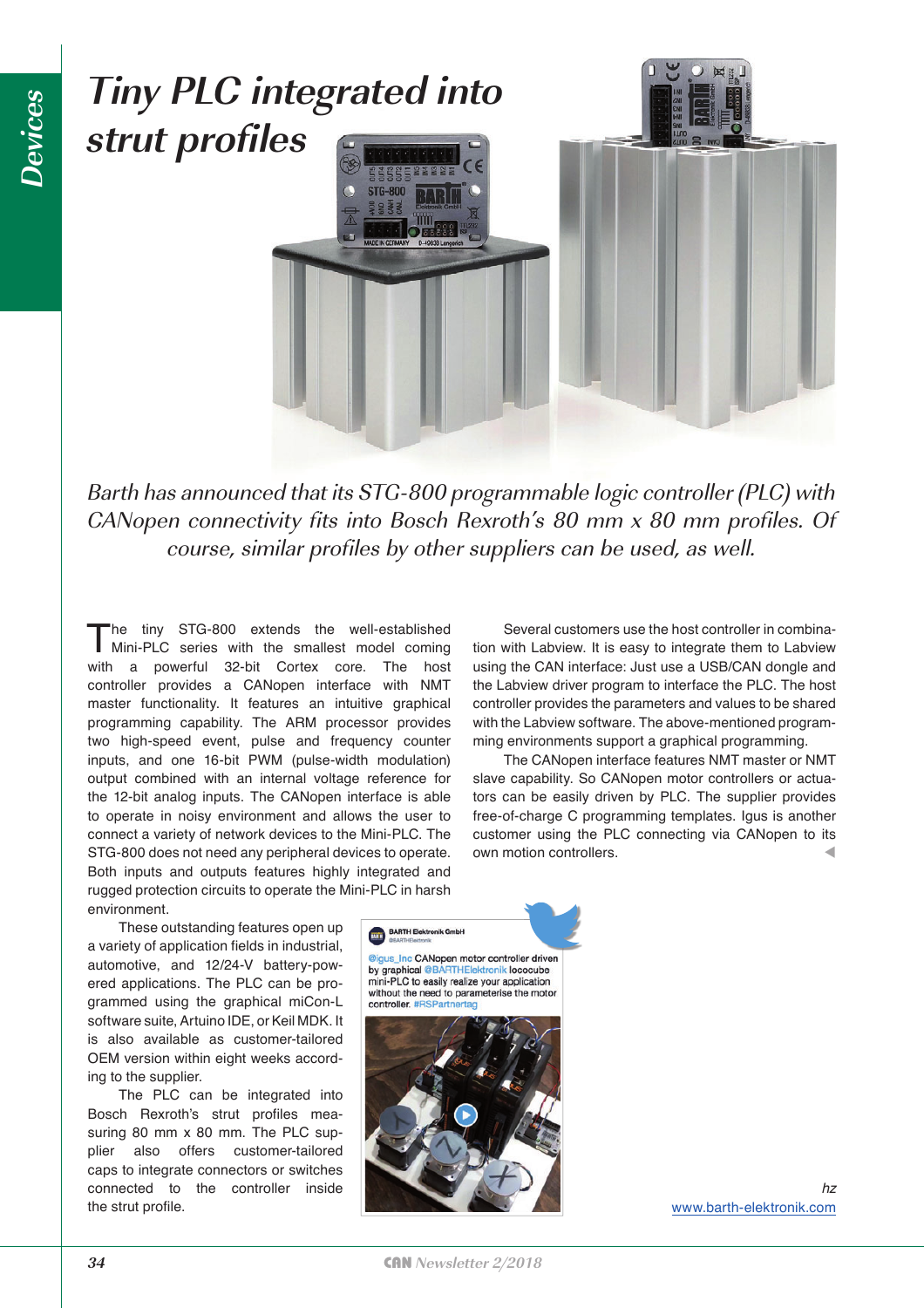# Tiny PLC integrated into strut profiles

*Barth has announced that its STG-800 programmable logic controller (PLC) with CANopen connectivity fits into Bosch Rexroth's 80 mm x 80 mm profiles. Of course, similar profiles by other suppliers can be used, as well.*

The tiny STG-800 extends the well-established Mini-PLC series with the smallest model coming with a powerful 32-bit Cortex core. The host controller provides a CANopen interface with NMT master functionality. It features an intuitive graphical programming capability. The ARM processor provides two high-speed event, pulse and frequency counter inputs, and one 16-bit PWM (pulse-width modulation) output combined with an internal voltage reference for the 12-bit analog inputs. The CANopen interface is able to operate in noisy environment and allows the user to connect a variety of network devices to the Mini-PLC. The STG-800 does not need any peripheral devices to operate. Both inputs and outputs features highly integrated and rugged protection circuits to operate the Mini-PLC in harsh environment.

These outstanding features open up a variety of application fields in industrial, automotive, and 12/24-V battery-powered applications. The PLC can be programmed using the graphical miCon-L software suite, Artuino IDE, or Keil MDK. It is also available as customer-tailored OEM version within eight weeks according to the supplier.

The PLC can be integrated into Bosch Rexroth's strut profiles measuring 80 mm x 80 mm. The PLC supplier also offers customer-tailored caps to integrate connectors or switches connected to the controller inside the strut profile.

BARTH Elektronik GmbH
@BARTHElektronik

@igus_Inc CANopen motor controller driven by graphical @BARTHElektronik lococube mini-PLC to easily realize your application without the need to parameterise the motor controller. #RSPartnertag

Several customers use the host controller in combination with Labview. It is easy to integrate them to Labview using the CAN interface: Just use a USB/CAN dongle and the Labview driver program to interface the PLC. The host controller provides the parameters and values to be shared with the Labview software. The above-mentioned programming environments support a graphical programming.

The CANopen interface features NMT master or NMT slave capability. So CANopen motor controllers or actuators can be easily driven by PLC. The supplier provides free-of-charge C programming templates. Igus is another customer using the PLC connecting via CANopen to its own motion controllers.

*hz*
www.barth-elektronik.com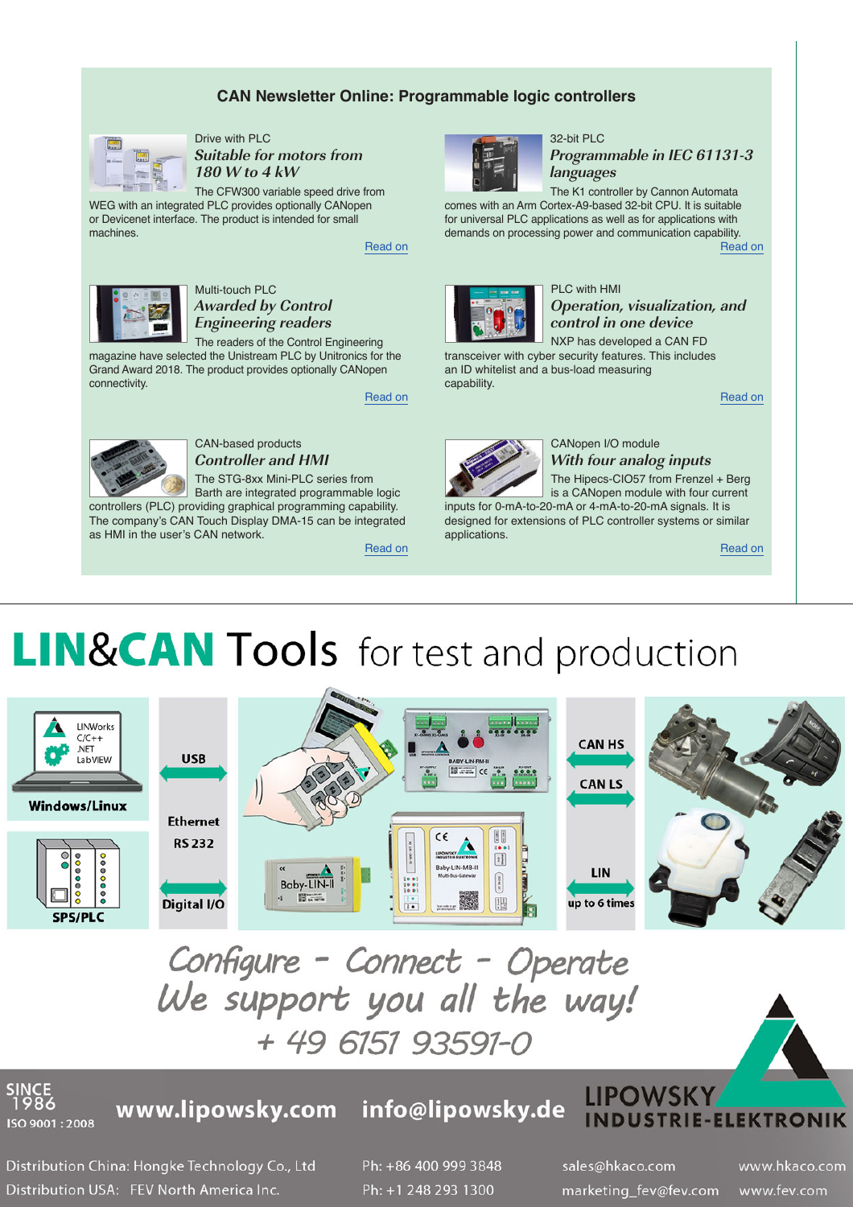## CAN Newsletter Online: Programmable logic controllers

Drive with PLC

***Suitable for motors from 180 W to 4 kW***

The CFW300 variable speed drive from WEG with an integrated PLC provides optionally CANopen or Devicenet interface. The product is intended for small machines.

Read on

32-bit PLC

***Programmable in IEC 61131-3 languages***

The K1 controller by Cannon Automata comes with an Arm Cortex-A9-based 32-bit CPU. It is suitable for universal PLC applications as well as for applications with demands on processing power and communication capability.

Read on

Multi-touch PLC

***Awarded by Control Engineering readers***

The readers of the Control Engineering magazine have selected the Unistream PLC by Unitronics for the Grand Award 2018. The product provides optionally CANopen connectivity.

Read on

PLC with HMI

***Operation, visualization, and control in one device***

NXP has developed a CAN FD transceiver with cyber security features. This includes an ID whitelist and a bus-load measuring capability.

Read on

CAN-based products

***Controller and HMI***

The STG-8xx Mini-PLC series from Barth are integrated programmable logic controllers (PLC) providing graphical programming capability. The company's CAN Touch Display DMA-15 can be integrated as HMI in the user's CAN network.

Read on

CANopen I/O module

***With four analog inputs***

The Hipecs-CIO57 from Frenzel + Berg is a CANopen module with four current inputs for 0-mA-to-20-mA or 4-mA-to-20-mA signals. It is designed for extensions of PLC controller systems or similar applications.

Read on

# LIN&CAN Tools for test and production

LINWorks
C/C++
.NET
LabVIEW

Windows/Linux

SPS/PLC

USB

Ethernet
RS 232

Digital I/O

CAN HS

CAN LS

LIN
up to 6 times

*Configure - Connect - Operate*
*We support you all the way!*
*+ 49 6151 93591-0*

SINCE 1986
ISO 9001 : 2008

www.lipowsky.com info@lipowsky.de

LIPOWSKY INDUSTRIE-ELEKTRONIK

Distribution China: Hongke Technology Co., Ltd Ph: +86 400 999 3848 sales@hkaco.com www.hkaco.com
Distribution USA: FEV North America Inc. Ph: +1 248 293 1300 marketing_fev@fev.com www.fev.com